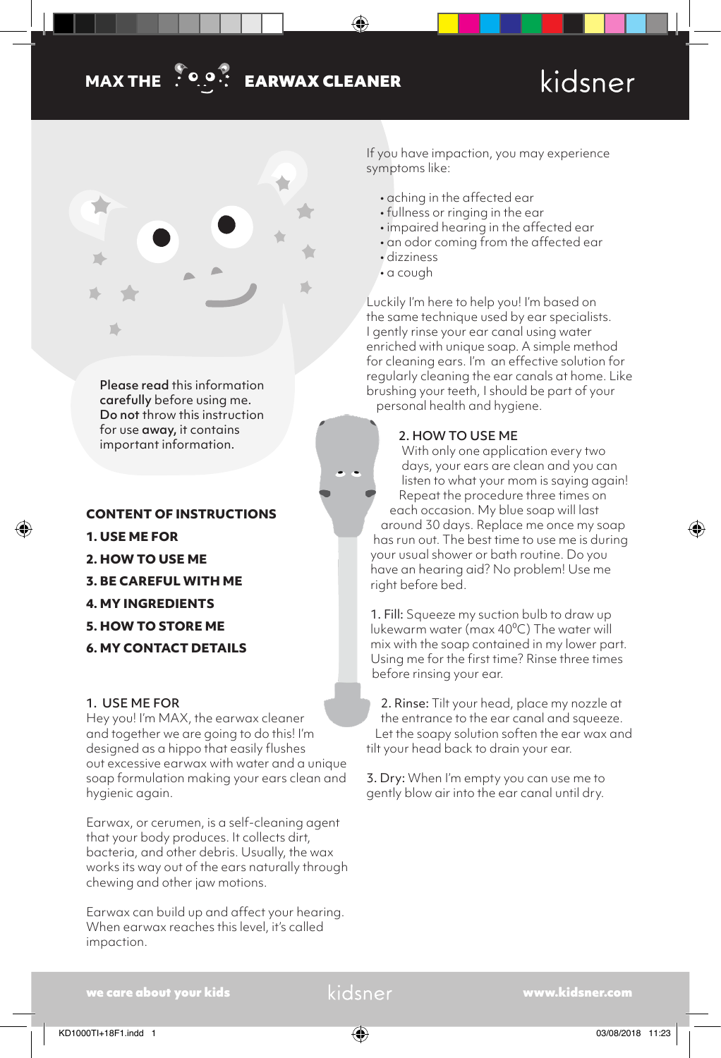# MAX THE EARWAX CLEANER

kidsner

**Please read** this information **carefully** before using me. **Do not** throw this instruction for use **away,** it contains important information.

## CONTENT OF INSTRUCTIONS

**1. USE ME FOR**

**2. HOW TO USE ME**

**3. BE CAREFUL WITH ME**

**4. MY INGREDIENTS**

**5. HOW TO STORE ME**

**6. MY CONTACT DETAILS**

## 1. USE ME FOR

Hey you! I'm MAX, the earwax cleaner and together we are going to do this! I'm designed as a hippo that easily flushes out excessive earwax with water and a unique soap formulation making your ears clean and hygienic again.

Earwax, or cerumen, is a self-cleaning agent that your body produces. It collects dirt, bacteria, and other debris. Usually, the wax works its way out of the ears naturally through chewing and other jaw motions.

Earwax can build up and affect your hearing. When earwax reaches this level, it's called impaction.

If you have impaction, you may experience symptoms like:

- aching in the affected ear
- fullness or ringing in the ear
- impaired hearing in the affected ear
- an odor coming from the affected ear
- dizziness
- a cough

Luckily I'm here to help you! I'm based on the same technique used by ear specialists. I gently rinse your ear canal using water enriched with unique soap. A simple method for cleaning ears. I'm an effective solution for regularly cleaning the ear canals at home. Like brushing your teeth, I should be part of your personal health and hygiene.

## 2. HOW TO USE ME

With only one application every two days, your ears are clean and you can listen to what your mom is saying again! Repeat the procedure three times on each occasion. My blue soap will last around 30 days. Replace me once my soap has run out. The best time to use me is during your usual shower or bath routine. Do you have an hearing aid? No problem! Use me right before bed.

1. Fill: Squeeze my suction bulb to draw up lukewarm water (max 40°C) The water will mix with the soap contained in my lower part. Using me for the first time? Rinse three times before rinsing your ear.

2. Rinse: Tilt your head, place my nozzle at the entrance to the ear canal and squeeze. Let the soapy solution soften the ear wax and tilt your head back to drain your ear.

3. Dry: When I'm empty you can use me to gently blow air into the ear canal until dry.

**we care about your kids** kidsner **www.kidsner.com**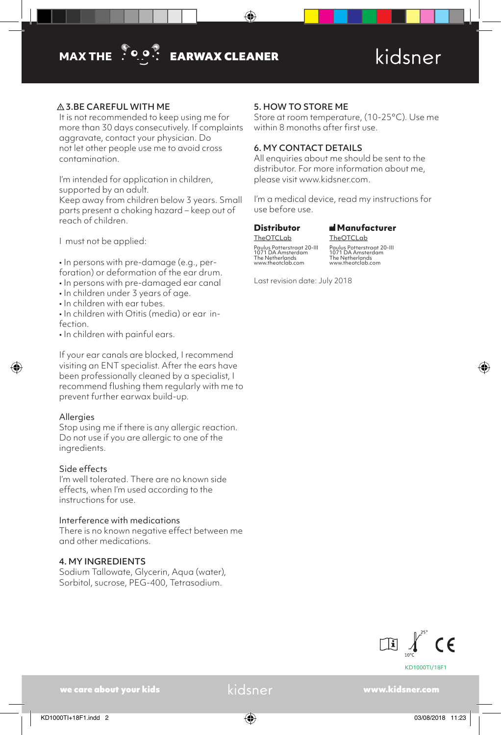# MAX THE EARWAX CLEANER

kidsner

## ⚠ 3.BE CAREFUL WITH ME

It is not recommended to keep using me for more than 30 days consecutively. If complaints aggravate, contact your physician. Do not let other people use me to avoid cross contamination.

I'm intended for application in children, supported by an adult.
Keep away from children below 3 years. Small parts present a choking hazard – keep out of reach of children.

I must not be applied:

- In persons with pre-damage (e.g., perforation) or deformation of the ear drum.
- In persons with pre-damaged ear canal
- In children under 3 years of age.
- In children with ear tubes.
- In children with Otitis (media) or ear infection.
- In children with painful ears.

If your ear canals are blocked, I recommend visiting an ENT specialist. After the ears have been professionally cleaned by a specialist, I recommend flushing them regularly with me to prevent further earwax build-up.

### Allergies

Stop using me if there is any allergic reaction. Do not use if you are allergic to one of the ingredients.

### Side effects

I'm well tolerated. There are no known side effects, when I'm used according to the instructions for use.

### Interference with medications

There is no known negative effect between me and other medications.

## 4. MY INGREDIENTS

Sodium Tallowate, Glycerin, Aqua (water), Sorbitol, sucrose, PEG-400, Tetrasodium.

## 5. HOW TO STORE ME

Store at room temperature, (10-25°C). Use me within 8 monoths after first use.

## 6. MY CONTACT DETAILS

All enquiries about me should be sent to the distributor. For more information about me, please visit www.kidsner.com.

I'm a medical device, read my instructions for use before use.

**Distributor**
TheOTCLab
Paulus Potterstraat 20-III
1071 DA Amsterdam
The Netherlands
www.theotclab.com

**Manufacturer**
TheOTCLab
Paulus Potterstraat 20-III
1071 DA Amsterdam
The Netherlands
www.theotclab.com

Last revision date: July 2018

25°
10°C
CE

KD1000TI/18F1

we care about your kids

kidsner

www.kidsner.com